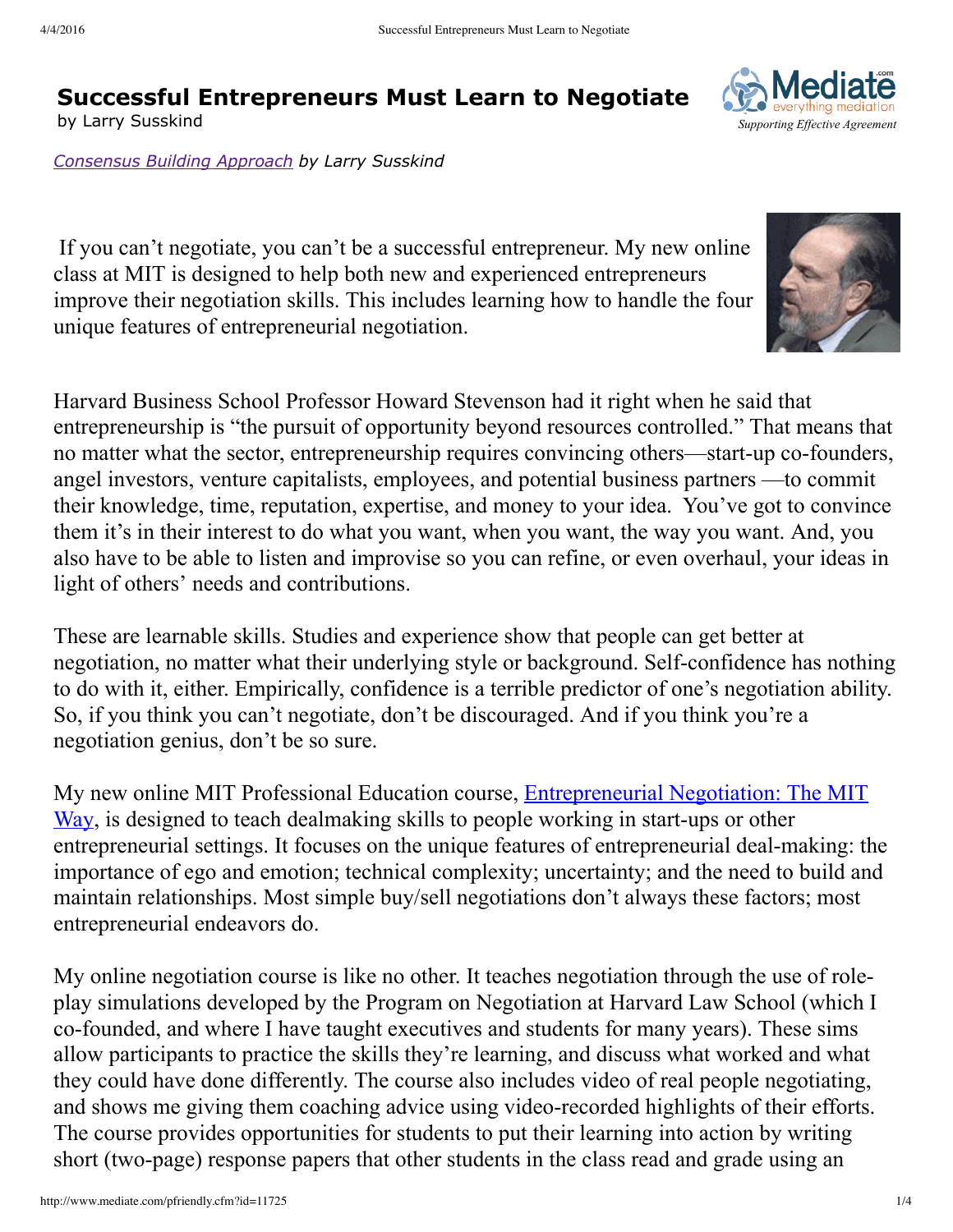# Successful Entrepreneurs Must Learn to Negotiate

by Larry Susskind

*Consensus Building Approach by Larry Susskind*

If you can't negotiate, you can't be a successful entrepreneur. My new online class at MIT is designed to help both new and experienced entrepreneurs improve their negotiation skills. This includes learning how to handle the four unique features of entrepreneurial negotiation.

Harvard Business School Professor Howard Stevenson had it right when he said that entrepreneurship is "the pursuit of opportunity beyond resources controlled." That means that no matter what the sector, entrepreneurship requires convincing others—start-up co-founders, angel investors, venture capitalists, employees, and potential business partners —to commit their knowledge, time, reputation, expertise, and money to your idea. You've got to convince them it's in their interest to do what you want, when you want, the way you want. And, you also have to be able to listen and improvise so you can refine, or even overhaul, your ideas in light of others' needs and contributions.

These are learnable skills. Studies and experience show that people can get better at negotiation, no matter what their underlying style or background. Self-confidence has nothing to do with it, either. Empirically, confidence is a terrible predictor of one's negotiation ability. So, if you think you can't negotiate, don't be discouraged. And if you think you're a negotiation genius, don't be so sure.

My new online MIT Professional Education course, Entrepreneurial Negotiation: The MIT Way, is designed to teach dealmaking skills to people working in start-ups or other entrepreneurial settings. It focuses on the unique features of entrepreneurial deal-making: the importance of ego and emotion; technical complexity; uncertainty; and the need to build and maintain relationships. Most simple buy/sell negotiations don't always these factors; most entrepreneurial endeavors do.

My online negotiation course is like no other. It teaches negotiation through the use of role-play simulations developed by the Program on Negotiation at Harvard Law School (which I co-founded, and where I have taught executives and students for many years). These sims allow participants to practice the skills they're learning, and discuss what worked and what they could have done differently. The course also includes video of real people negotiating, and shows me giving them coaching advice using video-recorded highlights of their efforts. The course provides opportunities for students to put their learning into action by writing short (two-page) response papers that other students in the class read and grade using an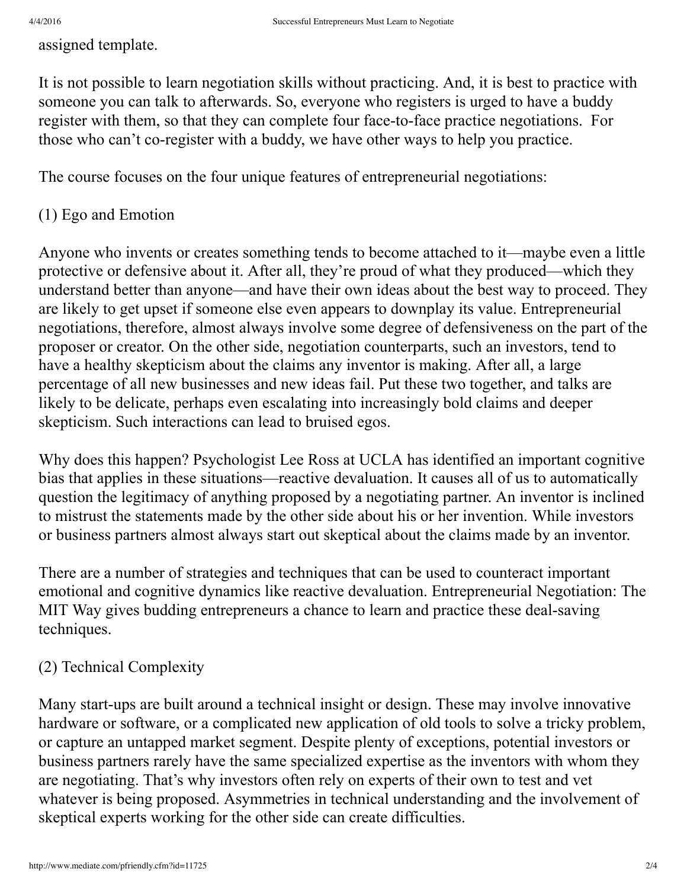assigned template.

It is not possible to learn negotiation skills without practicing. And, it is best to practice with someone you can talk to afterwards. So, everyone who registers is urged to have a buddy register with them, so that they can complete four face-to-face practice negotiations. For those who can't co-register with a buddy, we have other ways to help you practice.

The course focuses on the four unique features of entrepreneurial negotiations:

(1) Ego and Emotion

Anyone who invents or creates something tends to become attached to it—maybe even a little protective or defensive about it. After all, they're proud of what they produced—which they understand better than anyone—and have their own ideas about the best way to proceed. They are likely to get upset if someone else even appears to downplay its value. Entrepreneurial negotiations, therefore, almost always involve some degree of defensiveness on the part of the proposer or creator. On the other side, negotiation counterparts, such an investors, tend to have a healthy skepticism about the claims any inventor is making. After all, a large percentage of all new businesses and new ideas fail. Put these two together, and talks are likely to be delicate, perhaps even escalating into increasingly bold claims and deeper skepticism. Such interactions can lead to bruised egos.

Why does this happen? Psychologist Lee Ross at UCLA has identified an important cognitive bias that applies in these situations—reactive devaluation. It causes all of us to automatically question the legitimacy of anything proposed by a negotiating partner. An inventor is inclined to mistrust the statements made by the other side about his or her invention. While investors or business partners almost always start out skeptical about the claims made by an inventor.

There are a number of strategies and techniques that can be used to counteract important emotional and cognitive dynamics like reactive devaluation. Entrepreneurial Negotiation: The MIT Way gives budding entrepreneurs a chance to learn and practice these deal-saving techniques.

(2) Technical Complexity

Many start-ups are built around a technical insight or design. These may involve innovative hardware or software, or a complicated new application of old tools to solve a tricky problem, or capture an untapped market segment. Despite plenty of exceptions, potential investors or business partners rarely have the same specialized expertise as the inventors with whom they are negotiating. That's why investors often rely on experts of their own to test and vet whatever is being proposed. Asymmetries in technical understanding and the involvement of skeptical experts working for the other side can create difficulties.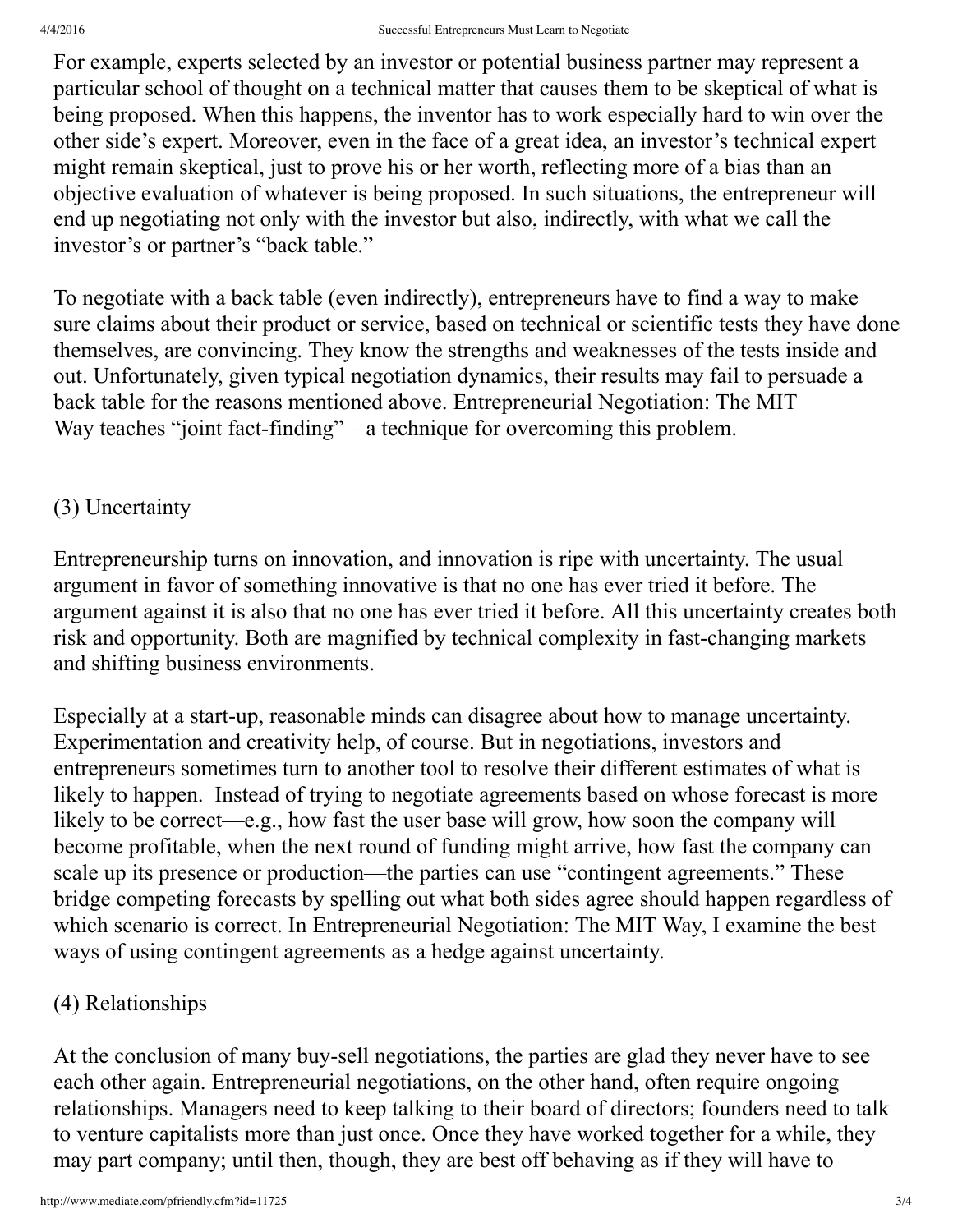For example, experts selected by an investor or potential business partner may represent a particular school of thought on a technical matter that causes them to be skeptical of what is being proposed. When this happens, the inventor has to work especially hard to win over the other side's expert. Moreover, even in the face of a great idea, an investor's technical expert might remain skeptical, just to prove his or her worth, reflecting more of a bias than an objective evaluation of whatever is being proposed. In such situations, the entrepreneur will end up negotiating not only with the investor but also, indirectly, with what we call the investor's or partner's "back table."

To negotiate with a back table (even indirectly), entrepreneurs have to find a way to make sure claims about their product or service, based on technical or scientific tests they have done themselves, are convincing. They know the strengths and weaknesses of the tests inside and out. Unfortunately, given typical negotiation dynamics, their results may fail to persuade a back table for the reasons mentioned above. Entrepreneurial Negotiation: The MIT Way teaches "joint fact-finding" – a technique for overcoming this problem.

(3) Uncertainty

Entrepreneurship turns on innovation, and innovation is ripe with uncertainty. The usual argument in favor of something innovative is that no one has ever tried it before. The argument against it is also that no one has ever tried it before. All this uncertainty creates both risk and opportunity. Both are magnified by technical complexity in fast-changing markets and shifting business environments.

Especially at a start-up, reasonable minds can disagree about how to manage uncertainty. Experimentation and creativity help, of course. But in negotiations, investors and entrepreneurs sometimes turn to another tool to resolve their different estimates of what is likely to happen. Instead of trying to negotiate agreements based on whose forecast is more likely to be correct—e.g., how fast the user base will grow, how soon the company will become profitable, when the next round of funding might arrive, how fast the company can scale up its presence or production—the parties can use "contingent agreements." These bridge competing forecasts by spelling out what both sides agree should happen regardless of which scenario is correct. In Entrepreneurial Negotiation: The MIT Way, I examine the best ways of using contingent agreements as a hedge against uncertainty.

(4) Relationships

At the conclusion of many buy-sell negotiations, the parties are glad they never have to see each other again. Entrepreneurial negotiations, on the other hand, often require ongoing relationships. Managers need to keep talking to their board of directors; founders need to talk to venture capitalists more than just once. Once they have worked together for a while, they may part company; until then, though, they are best off behaving as if they will have to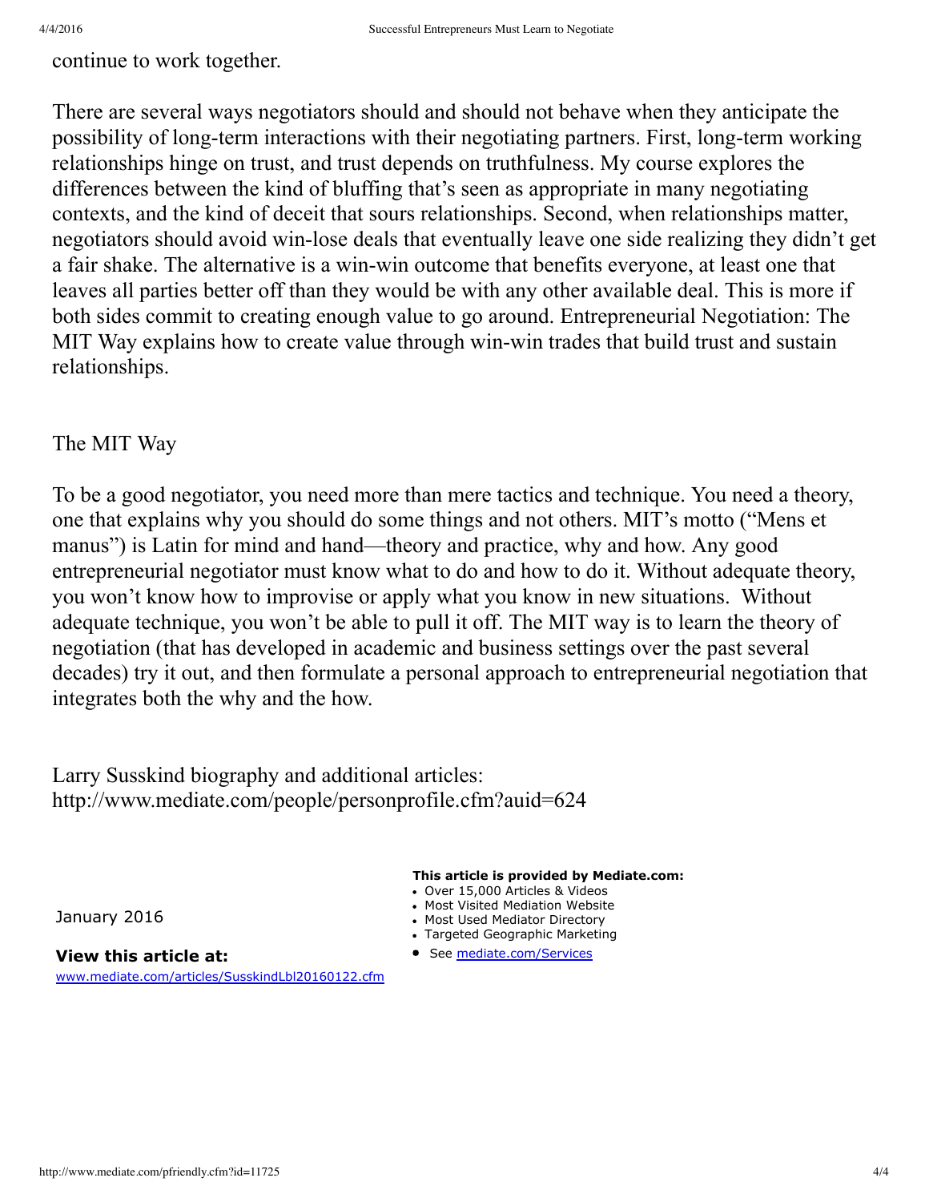continue to work together.

There are several ways negotiators should and should not behave when they anticipate the possibility of long-term interactions with their negotiating partners. First, long-term working relationships hinge on trust, and trust depends on truthfulness. My course explores the differences between the kind of bluffing that's seen as appropriate in many negotiating contexts, and the kind of deceit that sours relationships. Second, when relationships matter, negotiators should avoid win-lose deals that eventually leave one side realizing they didn't get a fair shake. The alternative is a win-win outcome that benefits everyone, at least one that leaves all parties better off than they would be with any other available deal. This is more if both sides commit to creating enough value to go around. Entrepreneurial Negotiation: The MIT Way explains how to create value through win-win trades that build trust and sustain relationships.

## The MIT Way

To be a good negotiator, you need more than mere tactics and technique. You need a theory, one that explains why you should do some things and not others. MIT's motto ("Mens et manus") is Latin for mind and hand—theory and practice, why and how. Any good entrepreneurial negotiator must know what to do and how to do it. Without adequate theory, you won't know how to improvise or apply what you know in new situations. Without adequate technique, you won't be able to pull it off. The MIT way is to learn the theory of negotiation (that has developed in academic and business settings over the past several decades) try it out, and then formulate a personal approach to entrepreneurial negotiation that integrates both the why and the how.

Larry Susskind biography and additional articles: http://www.mediate.com/people/personprofile.cfm?auid=624

January 2016

**View this article at:**
www.mediate.com/articles/SusskindLbl20160122.cfm

**This article is provided by Mediate.com:**

- Over 15,000 Articles & Videos
- Most Visited Mediation Website
- Most Used Mediator Directory
- Targeted Geographic Marketing
- See mediate.com/Services